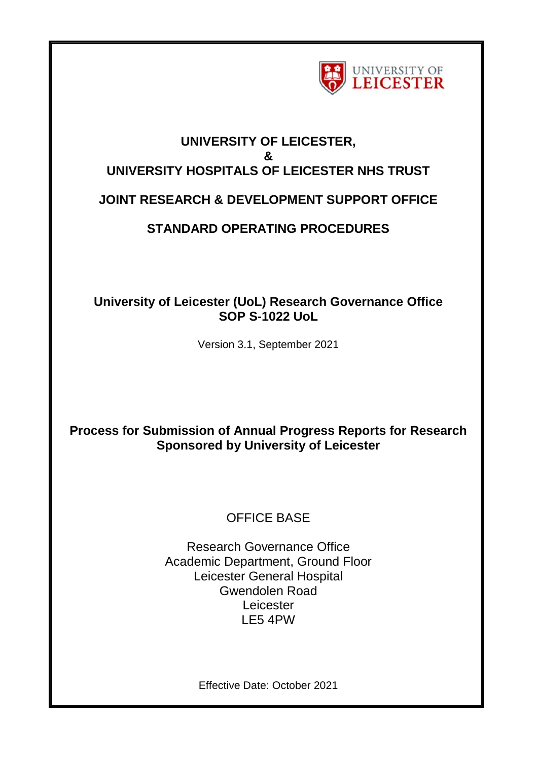UNIVERSITY OF LEICESTER

# UNIVERSITY OF LEICESTER,
# &
# UNIVERSITY HOSPITALS OF LEICESTER NHS TRUST

## JOINT RESEARCH & DEVELOPMENT SUPPORT OFFICE

## STANDARD OPERATING PROCEDURES

**University of Leicester (UoL) Research Governance Office**
**SOP S-1022 UoL**

Version 3.1, September 2021

**Process for Submission of Annual Progress Reports for Research Sponsored by University of Leicester**

OFFICE BASE

Research Governance Office
Academic Department, Ground Floor
Leicester General Hospital
Gwendolen Road
Leicester
LE5 4PW

Effective Date: October 2021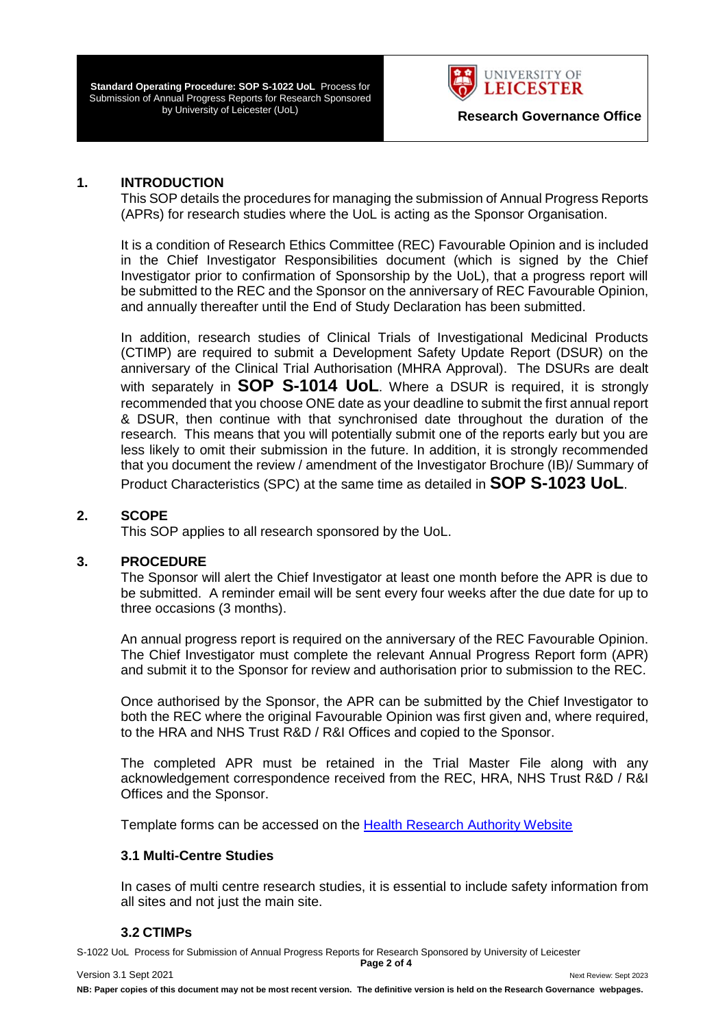## 1. INTRODUCTION

This SOP details the procedures for managing the submission of Annual Progress Reports (APRs) for research studies where the UoL is acting as the Sponsor Organisation.

It is a condition of Research Ethics Committee (REC) Favourable Opinion and is included in the Chief Investigator Responsibilities document (which is signed by the Chief Investigator prior to confirmation of Sponsorship by the UoL), that a progress report will be submitted to the REC and the Sponsor on the anniversary of REC Favourable Opinion, and annually thereafter until the End of Study Declaration has been submitted.

In addition, research studies of Clinical Trials of Investigational Medicinal Products (CTIMP) are required to submit a Development Safety Update Report (DSUR) on the anniversary of the Clinical Trial Authorisation (MHRA Approval). The DSURs are dealt with separately in **SOP S-1014 UoL**. Where a DSUR is required, it is strongly recommended that you choose ONE date as your deadline to submit the first annual report & DSUR, then continue with that synchronised date throughout the duration of the research. This means that you will potentially submit one of the reports early but you are less likely to omit their submission in the future. In addition, it is strongly recommended that you document the review / amendment of the Investigator Brochure (IB)/ Summary of Product Characteristics (SPC) at the same time as detailed in **SOP S-1023 UoL**.

## 2. SCOPE

This SOP applies to all research sponsored by the UoL.

## 3. PROCEDURE

The Sponsor will alert the Chief Investigator at least one month before the APR is due to be submitted. A reminder email will be sent every four weeks after the due date for up to three occasions (3 months).

An annual progress report is required on the anniversary of the REC Favourable Opinion. The Chief Investigator must complete the relevant Annual Progress Report form (APR) and submit it to the Sponsor for review and authorisation prior to submission to the REC.

Once authorised by the Sponsor, the APR can be submitted by the Chief Investigator to both the REC where the original Favourable Opinion was first given and, where required, to the HRA and NHS Trust R&D / R&I Offices and copied to the Sponsor.

The completed APR must be retained in the Trial Master File along with any acknowledgement correspondence received from the REC, HRA, NHS Trust R&D / R&I Offices and the Sponsor.

Template forms can be accessed on the [Health Research Authority Website]()

### 3.1 Multi-Centre Studies

In cases of multi centre research studies, it is essential to include safety information from all sites and not just the main site.

### 3.2 CTIMPs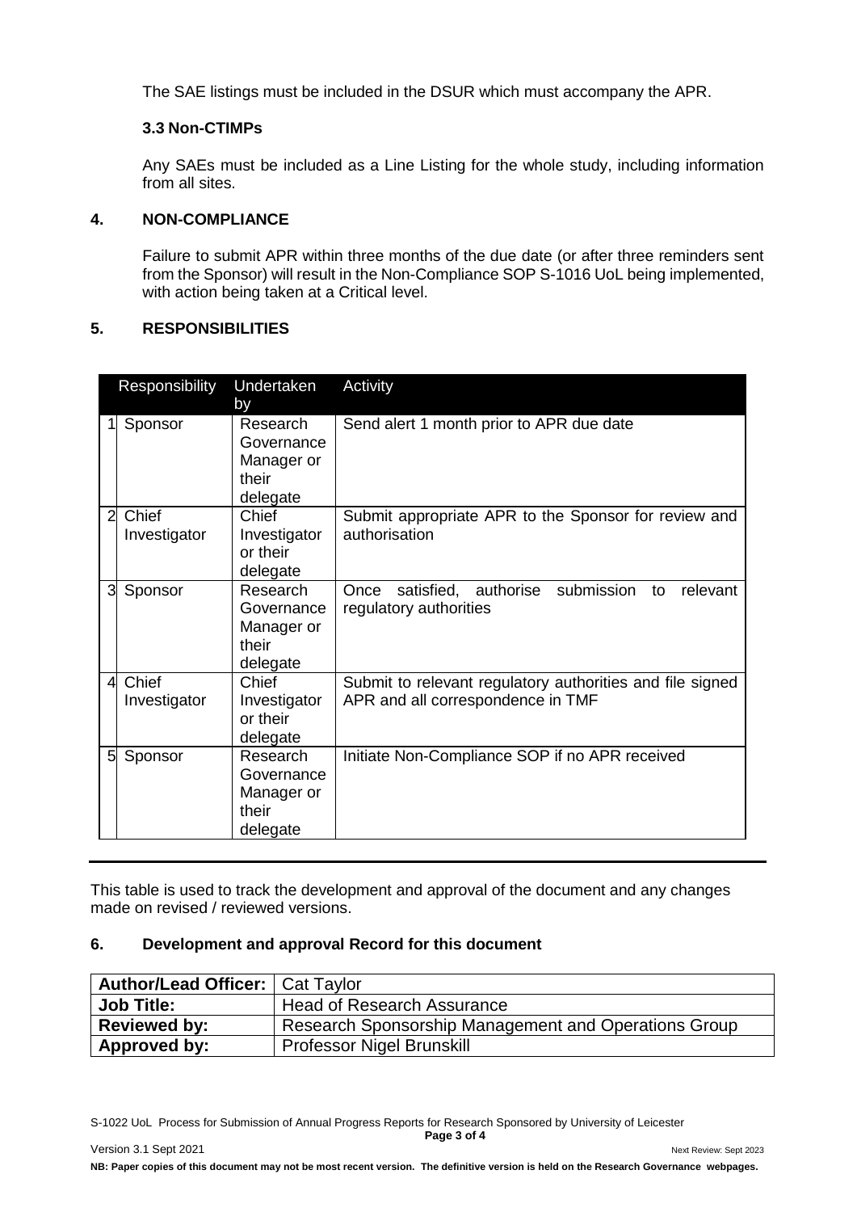The SAE listings must be included in the DSUR which must accompany the APR.

### 3.3 Non-CTIMPs

Any SAEs must be included as a Line Listing for the whole study, including information from all sites.

## 4. NON-COMPLIANCE

Failure to submit APR within three months of the due date (or after three reminders sent from the Sponsor) will result in the Non-Compliance SOP S-1016 UoL being implemented, with action being taken at a Critical level.

## 5. RESPONSIBILITIES

| | Responsibility | Undertaken by | Activity |
|---|---|---|---|
| 1 | Sponsor | Research Governance Manager or their delegate | Send alert 1 month prior to APR due date |
| 2 | Chief Investigator | Chief Investigator or their delegate | Submit appropriate APR to the Sponsor for review and authorisation |
| 3 | Sponsor | Research Governance Manager or their delegate | Once satisfied, authorise submission to relevant regulatory authorities |
| 4 | Chief Investigator | Chief Investigator or their delegate | Submit to relevant regulatory authorities and file signed APR and all correspondence in TMF |
| 5 | Sponsor | Research Governance Manager or their delegate | Initiate Non-Compliance SOP if no APR received |

This table is used to track the development and approval of the document and any changes made on revised / reviewed versions.

## 6. Development and approval Record for this document

| **Author/Lead Officer:** | Cat Taylor |
|---|---|
| **Job Title:** | Head of Research Assurance |
| **Reviewed by:** | Research Sponsorship Management and Operations Group |
| **Approved by:** | Professor Nigel Brunskill |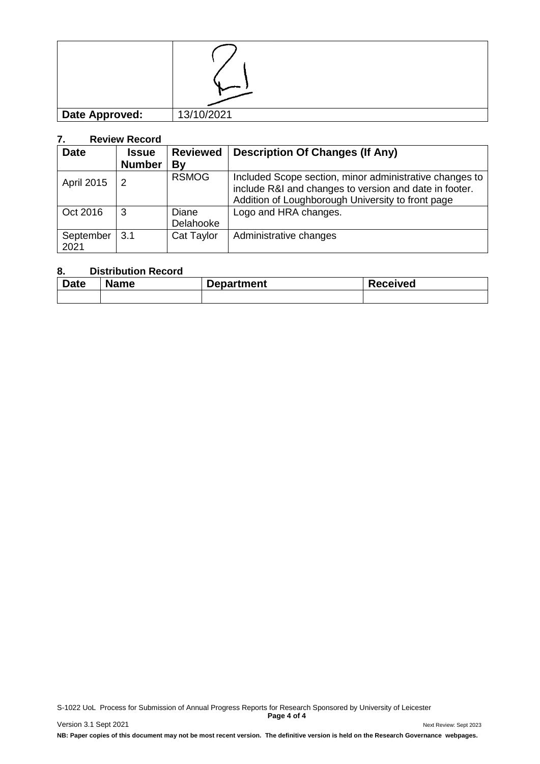| | |
|---|---|
| | |
| **Date Approved:** | 13/10/2021 |

## 7. Review Record

| Date | Issue Number | Reviewed By | Description Of Changes (If Any) |
|---|---|---|---|
| April 2015 | 2 | RSMOG | Included Scope section, minor administrative changes to include R&I and changes to version and date in footer. Addition of Loughborough University to front page |
| Oct 2016 | 3 | Diane Delahooke | Logo and HRA changes. |
| September 2021 | 3.1 | Cat Taylor | Administrative changes |

## 8. Distribution Record

| Date | Name | Department | Received |
|---|---|---|---|
| | | | |